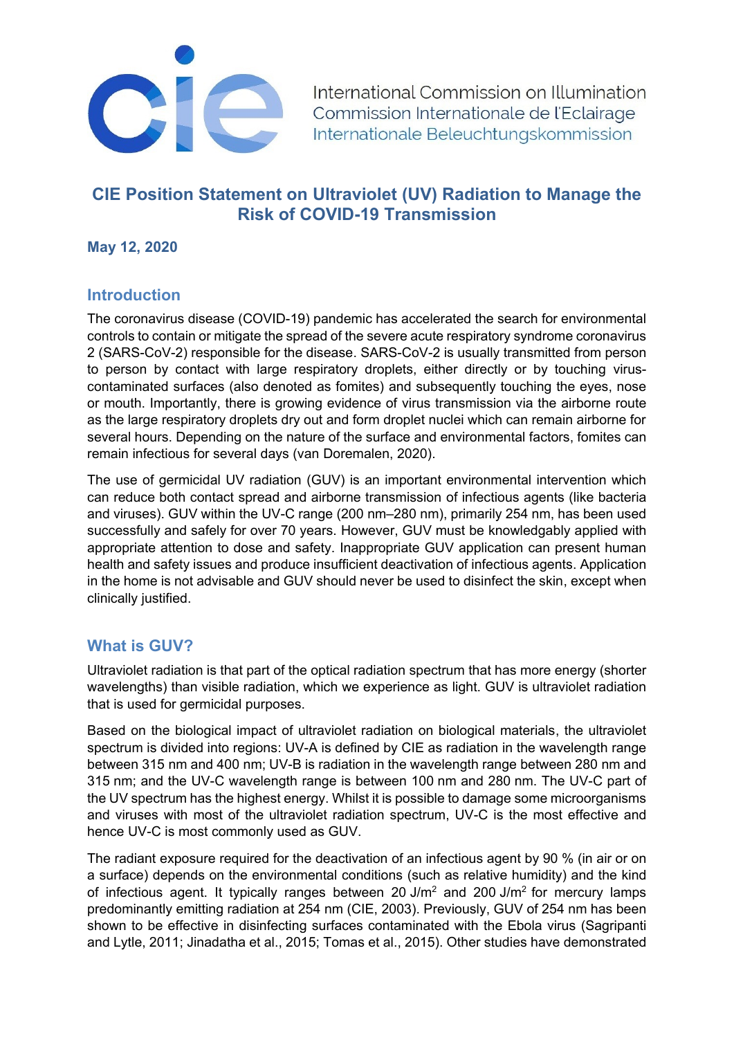International Commission on Illumination
Commission Internationale de l'Eclairage
Internationale Beleuchtungskommission

# CIE Position Statement on Ultraviolet (UV) Radiation to Manage the Risk of COVID-19 Transmission

**May 12, 2020**

## Introduction

The coronavirus disease (COVID-19) pandemic has accelerated the search for environmental controls to contain or mitigate the spread of the severe acute respiratory syndrome coronavirus 2 (SARS-CoV-2) responsible for the disease. SARS-CoV-2 is usually transmitted from person to person by contact with large respiratory droplets, either directly or by touching virus-contaminated surfaces (also denoted as fomites) and subsequently touching the eyes, nose or mouth. Importantly, there is growing evidence of virus transmission via the airborne route as the large respiratory droplets dry out and form droplet nuclei which can remain airborne for several hours. Depending on the nature of the surface and environmental factors, fomites can remain infectious for several days (van Doremalen, 2020).

The use of germicidal UV radiation (GUV) is an important environmental intervention which can reduce both contact spread and airborne transmission of infectious agents (like bacteria and viruses). GUV within the UV-C range (200 nm–280 nm), primarily 254 nm, has been used successfully and safely for over 70 years. However, GUV must be knowledgably applied with appropriate attention to dose and safety. Inappropriate GUV application can present human health and safety issues and produce insufficient deactivation of infectious agents. Application in the home is not advisable and GUV should never be used to disinfect the skin, except when clinically justified.

## What is GUV?

Ultraviolet radiation is that part of the optical radiation spectrum that has more energy (shorter wavelengths) than visible radiation, which we experience as light. GUV is ultraviolet radiation that is used for germicidal purposes.

Based on the biological impact of ultraviolet radiation on biological materials, the ultraviolet spectrum is divided into regions: UV-A is defined by CIE as radiation in the wavelength range between 315 nm and 400 nm; UV-B is radiation in the wavelength range between 280 nm and 315 nm; and the UV-C wavelength range is between 100 nm and 280 nm. The UV-C part of the UV spectrum has the highest energy. Whilst it is possible to damage some microorganisms and viruses with most of the ultraviolet radiation spectrum, UV-C is the most effective and hence UV-C is most commonly used as GUV.

The radiant exposure required for the deactivation of an infectious agent by 90 % (in air or on a surface) depends on the environmental conditions (such as relative humidity) and the kind of infectious agent. It typically ranges between 20 $J/m^2$ and 200 $J/m^2$ for mercury lamps predominantly emitting radiation at 254 nm (CIE, 2003). Previously, GUV of 254 nm has been shown to be effective in disinfecting surfaces contaminated with the Ebola virus (Sagripanti and Lytle, 2011; Jinadatha et al., 2015; Tomas et al., 2015). Other studies have demonstrated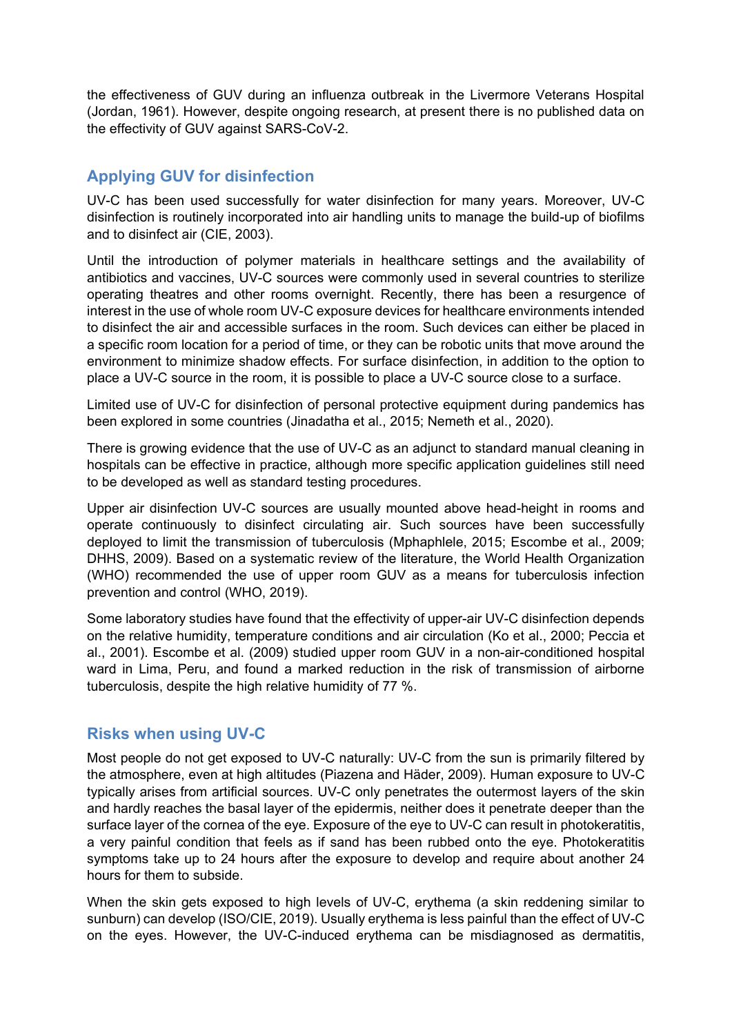the effectiveness of GUV during an influenza outbreak in the Livermore Veterans Hospital (Jordan, 1961). However, despite ongoing research, at present there is no published data on the effectivity of GUV against SARS-CoV-2.

## Applying GUV for disinfection

UV-C has been used successfully for water disinfection for many years. Moreover, UV-C disinfection is routinely incorporated into air handling units to manage the build-up of biofilms and to disinfect air (CIE, 2003).

Until the introduction of polymer materials in healthcare settings and the availability of antibiotics and vaccines, UV-C sources were commonly used in several countries to sterilize operating theatres and other rooms overnight. Recently, there has been a resurgence of interest in the use of whole room UV-C exposure devices for healthcare environments intended to disinfect the air and accessible surfaces in the room. Such devices can either be placed in a specific room location for a period of time, or they can be robotic units that move around the environment to minimize shadow effects. For surface disinfection, in addition to the option to place a UV-C source in the room, it is possible to place a UV-C source close to a surface.

Limited use of UV-C for disinfection of personal protective equipment during pandemics has been explored in some countries (Jinadatha et al., 2015; Nemeth et al., 2020).

There is growing evidence that the use of UV-C as an adjunct to standard manual cleaning in hospitals can be effective in practice, although more specific application guidelines still need to be developed as well as standard testing procedures.

Upper air disinfection UV-C sources are usually mounted above head-height in rooms and operate continuously to disinfect circulating air. Such sources have been successfully deployed to limit the transmission of tuberculosis (Mphaphlele, 2015; Escombe et al., 2009; DHHS, 2009). Based on a systematic review of the literature, the World Health Organization (WHO) recommended the use of upper room GUV as a means for tuberculosis infection prevention and control (WHO, 2019).

Some laboratory studies have found that the effectivity of upper-air UV-C disinfection depends on the relative humidity, temperature conditions and air circulation (Ko et al., 2000; Peccia et al., 2001). Escombe et al. (2009) studied upper room GUV in a non-air-conditioned hospital ward in Lima, Peru, and found a marked reduction in the risk of transmission of airborne tuberculosis, despite the high relative humidity of 77 %.

## Risks when using UV-C

Most people do not get exposed to UV-C naturally: UV-C from the sun is primarily filtered by the atmosphere, even at high altitudes (Piazena and Häder, 2009). Human exposure to UV-C typically arises from artificial sources. UV-C only penetrates the outermost layers of the skin and hardly reaches the basal layer of the epidermis, neither does it penetrate deeper than the surface layer of the cornea of the eye. Exposure of the eye to UV-C can result in photokeratitis, a very painful condition that feels as if sand has been rubbed onto the eye. Photokeratitis symptoms take up to 24 hours after the exposure to develop and require about another 24 hours for them to subside.

When the skin gets exposed to high levels of UV-C, erythema (a skin reddening similar to sunburn) can develop (ISO/CIE, 2019). Usually erythema is less painful than the effect of UV-C on the eyes. However, the UV-C-induced erythema can be misdiagnosed as dermatitis,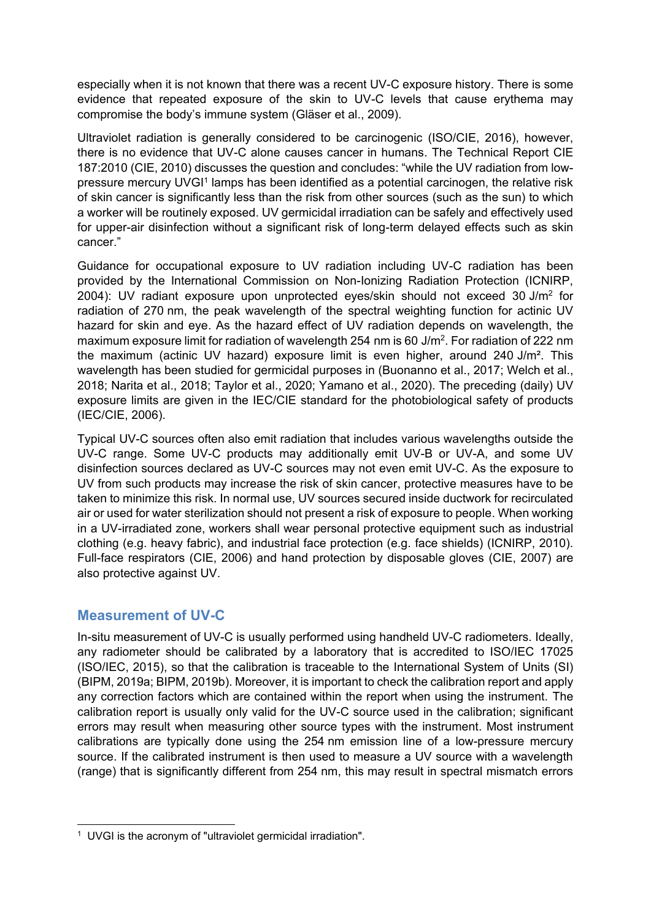especially when it is not known that there was a recent UV-C exposure history. There is some evidence that repeated exposure of the skin to UV-C levels that cause erythema may compromise the body's immune system (Gläser et al., 2009).

Ultraviolet radiation is generally considered to be carcinogenic (ISO/CIE, 2016), however, there is no evidence that UV-C alone causes cancer in humans. The Technical Report CIE 187:2010 (CIE, 2010) discusses the question and concludes: "while the UV radiation from low-pressure mercury UVGI[1] lamps has been identified as a potential carcinogen, the relative risk of skin cancer is significantly less than the risk from other sources (such as the sun) to which a worker will be routinely exposed. UV germicidal irradiation can be safely and effectively used for upper-air disinfection without a significant risk of long-term delayed effects such as skin cancer."

Guidance for occupational exposure to UV radiation including UV-C radiation has been provided by the International Commission on Non-Ionizing Radiation Protection (ICNIRP, 2004): UV radiant exposure upon unprotected eyes/skin should not exceed 30 J/m$^2$ for radiation of 270 nm, the peak wavelength of the spectral weighting function for actinic UV hazard for skin and eye. As the hazard effect of UV radiation depends on wavelength, the maximum exposure limit for radiation of wavelength 254 nm is 60 J/m$^2$. For radiation of 222 nm the maximum (actinic UV hazard) exposure limit is even higher, around 240 J/m$^2$. This wavelength has been studied for germicidal purposes in (Buonanno et al., 2017; Welch et al., 2018; Narita et al., 2018; Taylor et al., 2020; Yamano et al., 2020). The preceding (daily) UV exposure limits are given in the IEC/CIE standard for the photobiological safety of products (IEC/CIE, 2006).

Typical UV-C sources often also emit radiation that includes various wavelengths outside the UV-C range. Some UV-C products may additionally emit UV-B or UV-A, and some UV disinfection sources declared as UV-C sources may not even emit UV-C. As the exposure to UV from such products may increase the risk of skin cancer, protective measures have to be taken to minimize this risk. In normal use, UV sources secured inside ductwork for recirculated air or used for water sterilization should not present a risk of exposure to people. When working in a UV-irradiated zone, workers shall wear personal protective equipment such as industrial clothing (e.g. heavy fabric), and industrial face protection (e.g. face shields) (ICNIRP, 2010). Full-face respirators (CIE, 2006) and hand protection by disposable gloves (CIE, 2007) are also protective against UV.

## Measurement of UV-C

In-situ measurement of UV-C is usually performed using handheld UV-C radiometers. Ideally, any radiometer should be calibrated by a laboratory that is accredited to ISO/IEC 17025 (ISO/IEC, 2015), so that the calibration is traceable to the International System of Units (SI) (BIPM, 2019a; BIPM, 2019b). Moreover, it is important to check the calibration report and apply any correction factors which are contained within the report when using the instrument. The calibration report is usually only valid for the UV-C source used in the calibration; significant errors may result when measuring other source types with the instrument. Most instrument calibrations are typically done using the 254 nm emission line of a low-pressure mercury source. If the calibrated instrument is then used to measure a UV source with a wavelength (range) that is significantly different from 254 nm, this may result in spectral mismatch errors

[1] UVGI is the acronym of "ultraviolet germicidal irradiation".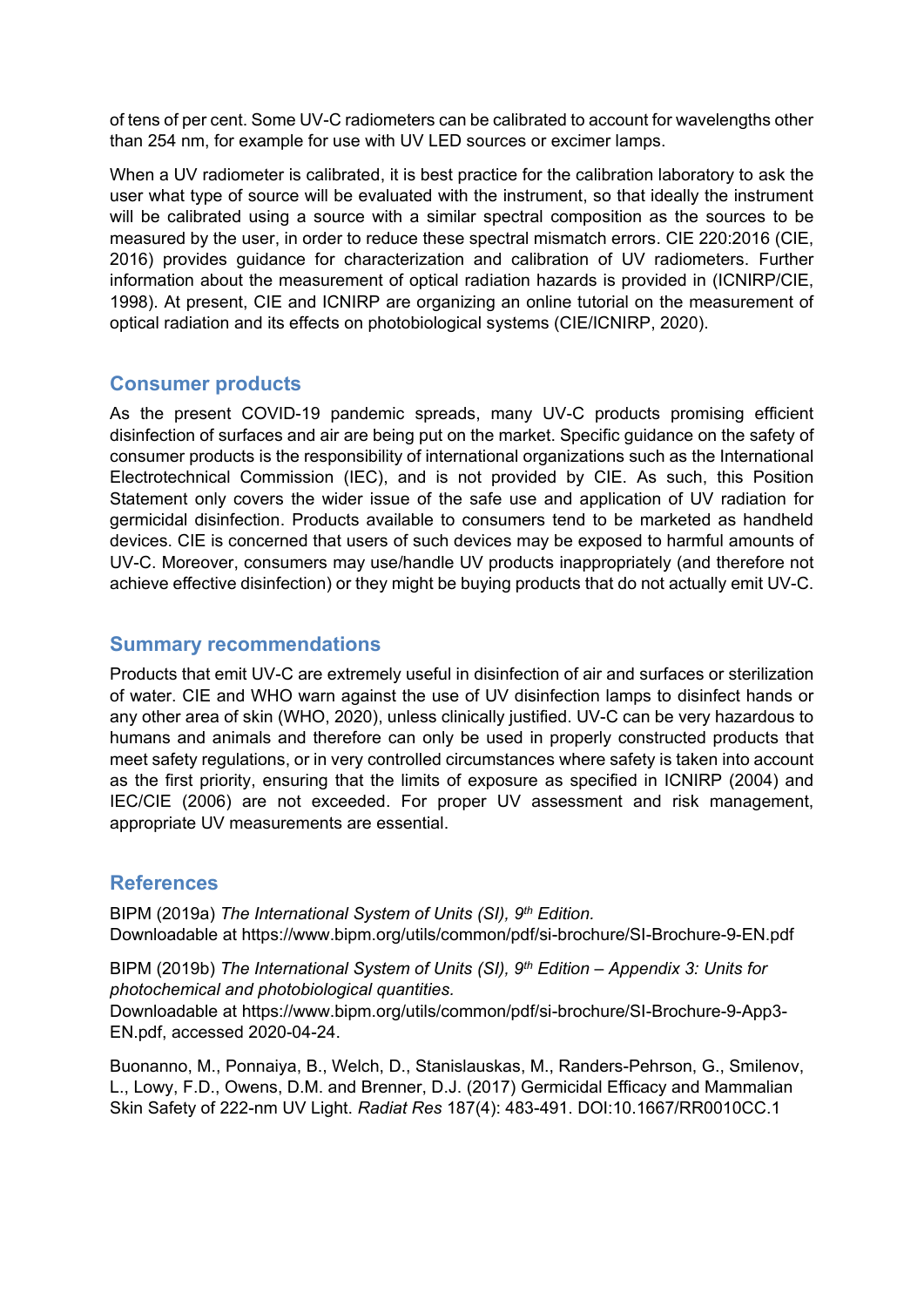of tens of per cent. Some UV-C radiometers can be calibrated to account for wavelengths other than 254 nm, for example for use with UV LED sources or excimer lamps.

When a UV radiometer is calibrated, it is best practice for the calibration laboratory to ask the user what type of source will be evaluated with the instrument, so that ideally the instrument will be calibrated using a source with a similar spectral composition as the sources to be measured by the user, in order to reduce these spectral mismatch errors. CIE 220:2016 (CIE, 2016) provides guidance for characterization and calibration of UV radiometers. Further information about the measurement of optical radiation hazards is provided in (ICNIRP/CIE, 1998). At present, CIE and ICNIRP are organizing an online tutorial on the measurement of optical radiation and its effects on photobiological systems (CIE/ICNIRP, 2020).

## Consumer products

As the present COVID-19 pandemic spreads, many UV-C products promising efficient disinfection of surfaces and air are being put on the market. Specific guidance on the safety of consumer products is the responsibility of international organizations such as the International Electrotechnical Commission (IEC), and is not provided by CIE. As such, this Position Statement only covers the wider issue of the safe use and application of UV radiation for germicidal disinfection. Products available to consumers tend to be marketed as handheld devices. CIE is concerned that users of such devices may be exposed to harmful amounts of UV-C. Moreover, consumers may use/handle UV products inappropriately (and therefore not achieve effective disinfection) or they might be buying products that do not actually emit UV-C.

## Summary recommendations

Products that emit UV-C are extremely useful in disinfection of air and surfaces or sterilization of water. CIE and WHO warn against the use of UV disinfection lamps to disinfect hands or any other area of skin (WHO, 2020), unless clinically justified. UV-C can be very hazardous to humans and animals and therefore can only be used in properly constructed products that meet safety regulations, or in very controlled circumstances where safety is taken into account as the first priority, ensuring that the limits of exposure as specified in ICNIRP (2004) and IEC/CIE (2006) are not exceeded. For proper UV assessment and risk management, appropriate UV measurements are essential.

## References

BIPM (2019a) *The International System of Units (SI), 9th Edition.*
Downloadable at https://www.bipm.org/utils/common/pdf/si-brochure/SI-Brochure-9-EN.pdf

BIPM (2019b) *The International System of Units (SI), 9th Edition – Appendix 3: Units for photochemical and photobiological quantities.*
Downloadable at https://www.bipm.org/utils/common/pdf/si-brochure/SI-Brochure-9-App3-EN.pdf, accessed 2020-04-24.

Buonanno, M., Ponnaiya, B., Welch, D., Stanislauskas, M., Randers-Pehrson, G., Smilenov, L., Lowy, F.D., Owens, D.M. and Brenner, D.J. (2017) Germicidal Efficacy and Mammalian Skin Safety of 222-nm UV Light. *Radiat Res* 187(4): 483-491. DOI:10.1667/RR0010CC.1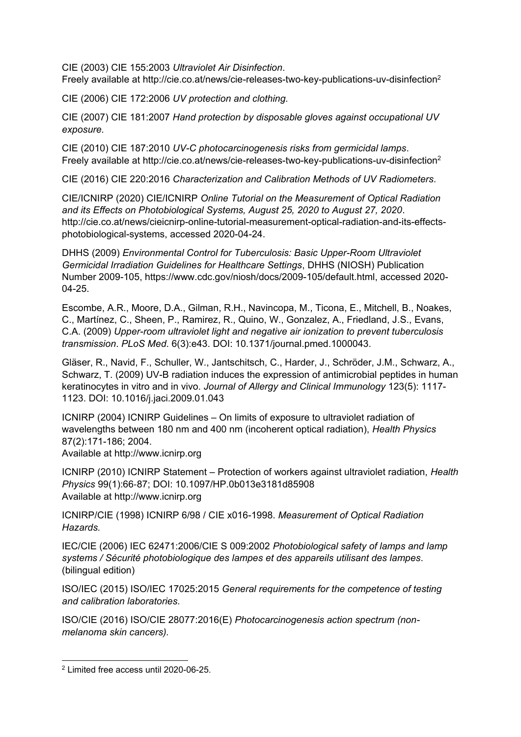CIE (2003) CIE 155:2003 *Ultraviolet Air Disinfection*.
Freely available at http://cie.co.at/news/cie-releases-two-key-publications-uv-disinfection[2]

CIE (2006) CIE 172:2006 *UV protection and clothing.*

CIE (2007) CIE 181:2007 *Hand protection by disposable gloves against occupational UV exposure.*

CIE (2010) CIE 187:2010 *UV-C photocarcinogenesis risks from germicidal lamps*.
Freely available at http://cie.co.at/news/cie-releases-two-key-publications-uv-disinfection[2]

CIE (2016) CIE 220:2016 *Characterization and Calibration Methods of UV Radiometers.*

CIE/ICNIRP (2020) CIE/ICNIRP *Online Tutorial on the Measurement of Optical Radiation and its Effects on Photobiological Systems, August 25, 2020 to August 27, 2020*. http://cie.co.at/news/cieicnirp-online-tutorial-measurement-optical-radiation-and-its-effects-photobiological-systems, accessed 2020-04-24.

DHHS (2009) *Environmental Control for Tuberculosis: Basic Upper-Room Ultraviolet Germicidal Irradiation Guidelines for Healthcare Settings*, DHHS (NIOSH) Publication Number 2009-105, https://www.cdc.gov/niosh/docs/2009-105/default.html, accessed 2020-04-25.

Escombe, A.R., Moore, D.A., Gilman, R.H., Navincopa, M., Ticona, E., Mitchell, B., Noakes, C., Martínez, C., Sheen, P., Ramirez, R., Quino, W., Gonzalez, A., Friedland, J.S., Evans, C.A. (2009) *Upper-room ultraviolet light and negative air ionization to prevent tuberculosis transmission*. *PLoS Med*. 6(3):e43. DOI: 10.1371/journal.pmed.1000043.

Gläser, R., Navid, F., Schuller, W., Jantschitsch, C., Harder, J., Schröder, J.M., Schwarz, A., Schwarz, T. (2009) UV-B radiation induces the expression of antimicrobial peptides in human keratinocytes in vitro and in vivo. *Journal of Allergy and Clinical Immunology* 123(5): 1117-1123. DOI: 10.1016/j.jaci.2009.01.043

ICNIRP (2004) ICNIRP Guidelines – On limits of exposure to ultraviolet radiation of wavelengths between 180 nm and 400 nm (incoherent optical radiation), *Health Physics* 87(2):171-186; 2004.
Available at http://www.icnirp.org

ICNIRP (2010) ICNIRP Statement – Protection of workers against ultraviolet radiation, *Health Physics* 99(1):66-87; DOI: 10.1097/HP.0b013e3181d85908
Available at http://www.icnirp.org

ICNIRP/CIE (1998) ICNIRP 6/98 / CIE x016-1998. *Measurement of Optical Radiation Hazards.*

IEC/CIE (2006) IEC 62471:2006/CIE S 009:2002 *Photobiological safety of lamps and lamp systems / Sécurité photobiologique des lampes et des appareils utilisant des lampes.* (bilingual edition)

ISO/IEC (2015) ISO/IEC 17025:2015 *General requirements for the competence of testing and calibration laboratories*.

ISO/CIE (2016) ISO/CIE 28077:2016(E) *Photocarcinogenesis action spectrum (non-melanoma skin cancers).*

---

[2] Limited free access until 2020-06-25.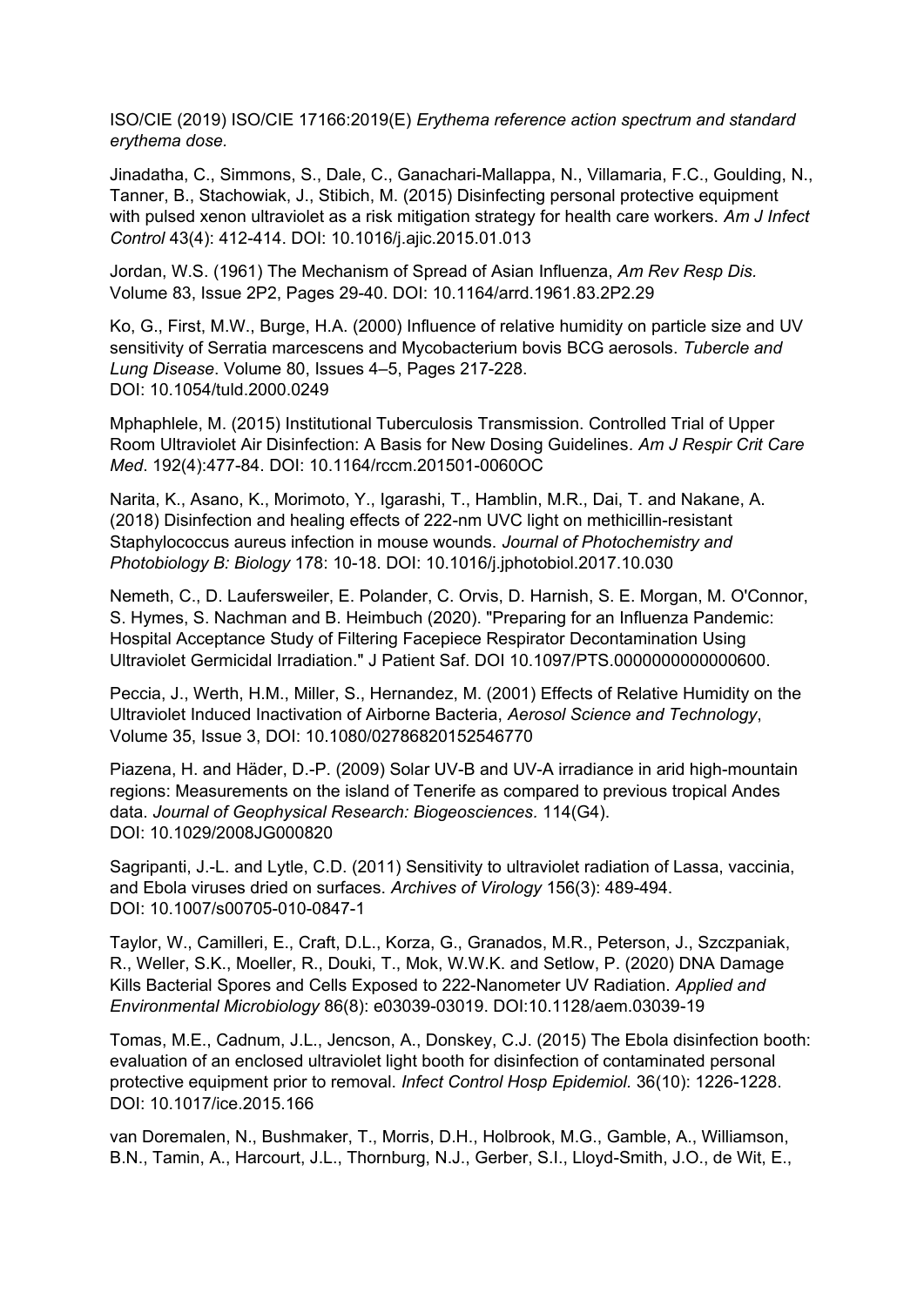ISO/CIE (2019) ISO/CIE 17166:2019(E) *Erythema reference action spectrum and standard erythema dose.*

Jinadatha, C., Simmons, S., Dale, C., Ganachari-Mallappa, N., Villamaria, F.C., Goulding, N., Tanner, B., Stachowiak, J., Stibich, M. (2015) Disinfecting personal protective equipment with pulsed xenon ultraviolet as a risk mitigation strategy for health care workers. *Am J Infect Control* 43(4): 412-414. DOI: 10.1016/j.ajic.2015.01.013

Jordan, W.S. (1961) The Mechanism of Spread of Asian Influenza, *Am Rev Resp Dis.* Volume 83, Issue 2P2, Pages 29-40. DOI: 10.1164/arrd.1961.83.2P2.29

Ko, G., First, M.W., Burge, H.A. (2000) Influence of relative humidity on particle size and UV sensitivity of Serratia marcescens and Mycobacterium bovis BCG aerosols. *Tubercle and Lung Disease*. Volume 80, Issues 4–5, Pages 217-228. DOI: 10.1054/tuld.2000.0249

Mphaphlele, M. (2015) Institutional Tuberculosis Transmission. Controlled Trial of Upper Room Ultraviolet Air Disinfection: A Basis for New Dosing Guidelines. *Am J Respir Crit Care Med*. 192(4):477-84. DOI: 10.1164/rccm.201501-0060OC

Narita, K., Asano, K., Morimoto, Y., Igarashi, T., Hamblin, M.R., Dai, T. and Nakane, A. (2018) Disinfection and healing effects of 222-nm UVC light on methicillin-resistant Staphylococcus aureus infection in mouse wounds. *Journal of Photochemistry and Photobiology B: Biology* 178: 10-18. DOI: 10.1016/j.jphotobiol.2017.10.030

Nemeth, C., D. Laufersweiler, E. Polander, C. Orvis, D. Harnish, S. E. Morgan, M. O'Connor, S. Hymes, S. Nachman and B. Heimbuch (2020). "Preparing for an Influenza Pandemic: Hospital Acceptance Study of Filtering Facepiece Respirator Decontamination Using Ultraviolet Germicidal Irradiation." J Patient Saf. DOI 10.1097/PTS.0000000000000600.

Peccia, J., Werth, H.M., Miller, S., Hernandez, M. (2001) Effects of Relative Humidity on the Ultraviolet Induced Inactivation of Airborne Bacteria, *Aerosol Science and Technology*, Volume 35, Issue 3, DOI: 10.1080/02786820152546770

Piazena, H. and Häder, D.-P. (2009) Solar UV-B and UV-A irradiance in arid high-mountain regions: Measurements on the island of Tenerife as compared to previous tropical Andes data. *Journal of Geophysical Research: Biogeosciences.* 114(G4). DOI: 10.1029/2008JG000820

Sagripanti, J.-L. and Lytle, C.D. (2011) Sensitivity to ultraviolet radiation of Lassa, vaccinia, and Ebola viruses dried on surfaces. *Archives of Virology* 156(3): 489-494. DOI: 10.1007/s00705-010-0847-1

Taylor, W., Camilleri, E., Craft, D.L., Korza, G., Granados, M.R., Peterson, J., Szczpaniak, R., Weller, S.K., Moeller, R., Douki, T., Mok, W.W.K. and Setlow, P. (2020) DNA Damage Kills Bacterial Spores and Cells Exposed to 222-Nanometer UV Radiation. *Applied and Environmental Microbiology* 86(8): e03039-03019. DOI:10.1128/aem.03039-19

Tomas, M.E., Cadnum, J.L., Jencson, A., Donskey, C.J. (2015) The Ebola disinfection booth: evaluation of an enclosed ultraviolet light booth for disinfection of contaminated personal protective equipment prior to removal. *Infect Control Hosp Epidemiol.* 36(10): 1226-1228. DOI: 10.1017/ice.2015.166

van Doremalen, N., Bushmaker, T., Morris, D.H., Holbrook, M.G., Gamble, A., Williamson, B.N., Tamin, A., Harcourt, J.L., Thornburg, N.J., Gerber, S.I., Lloyd-Smith, J.O., de Wit, E.,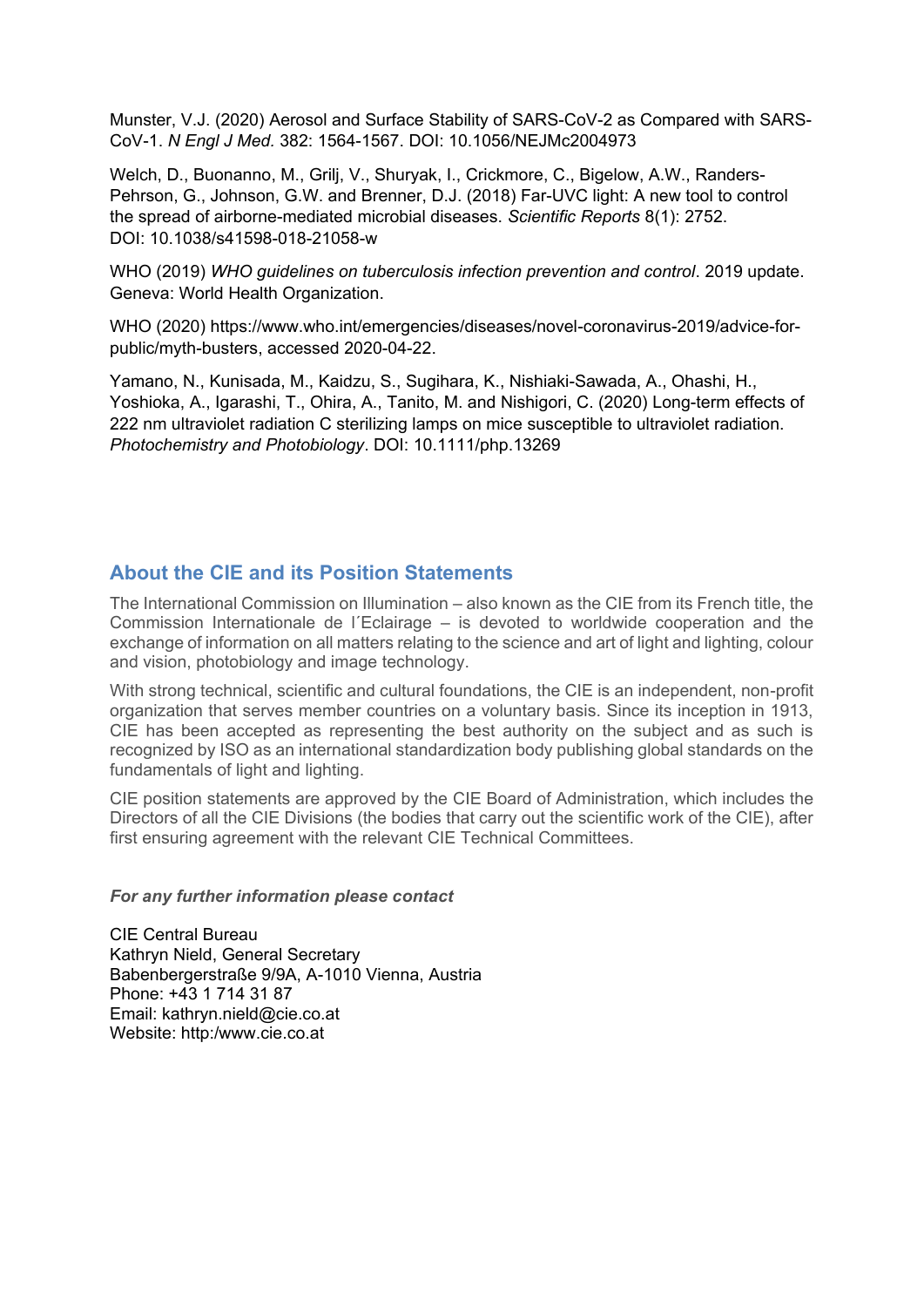Munster, V.J. (2020) Aerosol and Surface Stability of SARS-CoV-2 as Compared with SARS-CoV-1. *N Engl J Med.* 382: 1564-1567. DOI: 10.1056/NEJMc2004973

Welch, D., Buonanno, M., Grilj, V., Shuryak, I., Crickmore, C., Bigelow, A.W., Randers-Pehrson, G., Johnson, G.W. and Brenner, D.J. (2018) Far-UVC light: A new tool to control the spread of airborne-mediated microbial diseases. *Scientific Reports* 8(1): 2752. DOI: 10.1038/s41598-018-21058-w

WHO (2019) *WHO guidelines on tuberculosis infection prevention and control*. 2019 update. Geneva: World Health Organization.

WHO (2020) https://www.who.int/emergencies/diseases/novel-coronavirus-2019/advice-for-public/myth-busters, accessed 2020-04-22.

Yamano, N., Kunisada, M., Kaidzu, S., Sugihara, K., Nishiaki-Sawada, A., Ohashi, H., Yoshioka, A., Igarashi, T., Ohira, A., Tanito, M. and Nishigori, C. (2020) Long-term effects of 222 nm ultraviolet radiation C sterilizing lamps on mice susceptible to ultraviolet radiation. *Photochemistry and Photobiology*. DOI: 10.1111/php.13269

## About the CIE and its Position Statements

The International Commission on Illumination – also known as the CIE from its French title, the Commission Internationale de l´Eclairage – is devoted to worldwide cooperation and the exchange of information on all matters relating to the science and art of light and lighting, colour and vision, photobiology and image technology.

With strong technical, scientific and cultural foundations, the CIE is an independent, non-profit organization that serves member countries on a voluntary basis. Since its inception in 1913, CIE has been accepted as representing the best authority on the subject and as such is recognized by ISO as an international standardization body publishing global standards on the fundamentals of light and lighting.

CIE position statements are approved by the CIE Board of Administration, which includes the Directors of all the CIE Divisions (the bodies that carry out the scientific work of the CIE), after first ensuring agreement with the relevant CIE Technical Committees.

***For any further information please contact***

CIE Central Bureau
Kathryn Nield, General Secretary
Babenbergerstraße 9/9A, A-1010 Vienna, Austria
Phone: +43 1 714 31 87
Email: kathryn.nield@cie.co.at
Website: http:/www.cie.co.at